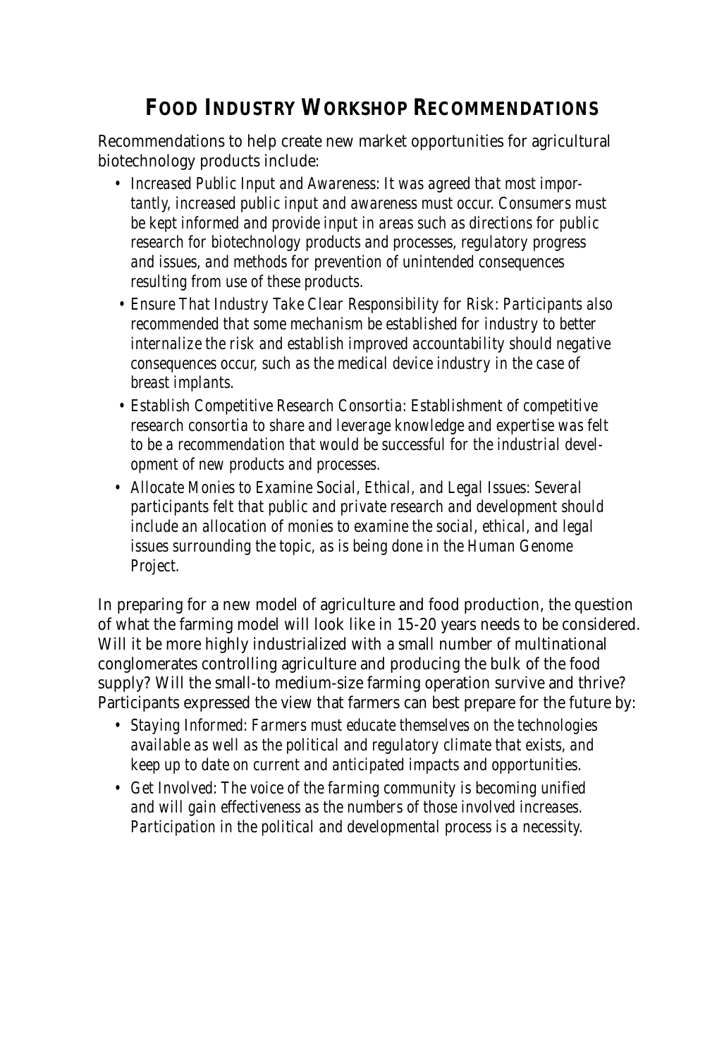## FOOD INDUSTRY WORKSHOP RECOMMENDATIONS

Recommendations to help create new market opportunities for agricultural biotechnology products include:

- *Increased Public Input and Awareness: It was agreed that most importantly, increased public input and awareness must occur. Consumers must be kept informed and provide input in areas such as directions for public research for biotechnology products and processes, regulatory progress and issues, and methods for prevention of unintended consequences resulting from use of these products.*
- *Ensure That Industry Take Clear Responsibility for Risk: Participants also recommended that some mechanism be established for industry to better internalize the risk and establish improved accountability should negative consequences occur, such as the medical device industry in the case of breast implants.*
- *Establish Competitive Research Consortia: Establishment of competitive research consortia to share and leverage knowledge and expertise was felt to be a recommendation that would be successful for the industrial development of new products and processes.*
- *Allocate Monies to Examine Social, Ethical, and Legal Issues: Several participants felt that public and private research and development should include an allocation of monies to examine the social, ethical, and legal issues surrounding the topic, as is being done in the Human Genome Project.*

In preparing for a new model of agriculture and food production, the question of what the farming model will look like in 15-20 years needs to be considered. Will it be more highly industrialized with a small number of multinational conglomerates controlling agriculture and producing the bulk of the food supply? Will the small-to medium-size farming operation survive and thrive? Participants expressed the view that farmers can best prepare for the future by:

- *Staying Informed: Farmers must educate themselves on the technologies available as well as the political and regulatory climate that exists, and keep up to date on current and anticipated impacts and opportunities.*
- *Get Involved: The voice of the farming community is becoming unified and will gain effectiveness as the numbers of those involved increases. Participation in the political and developmental process is a necessity.*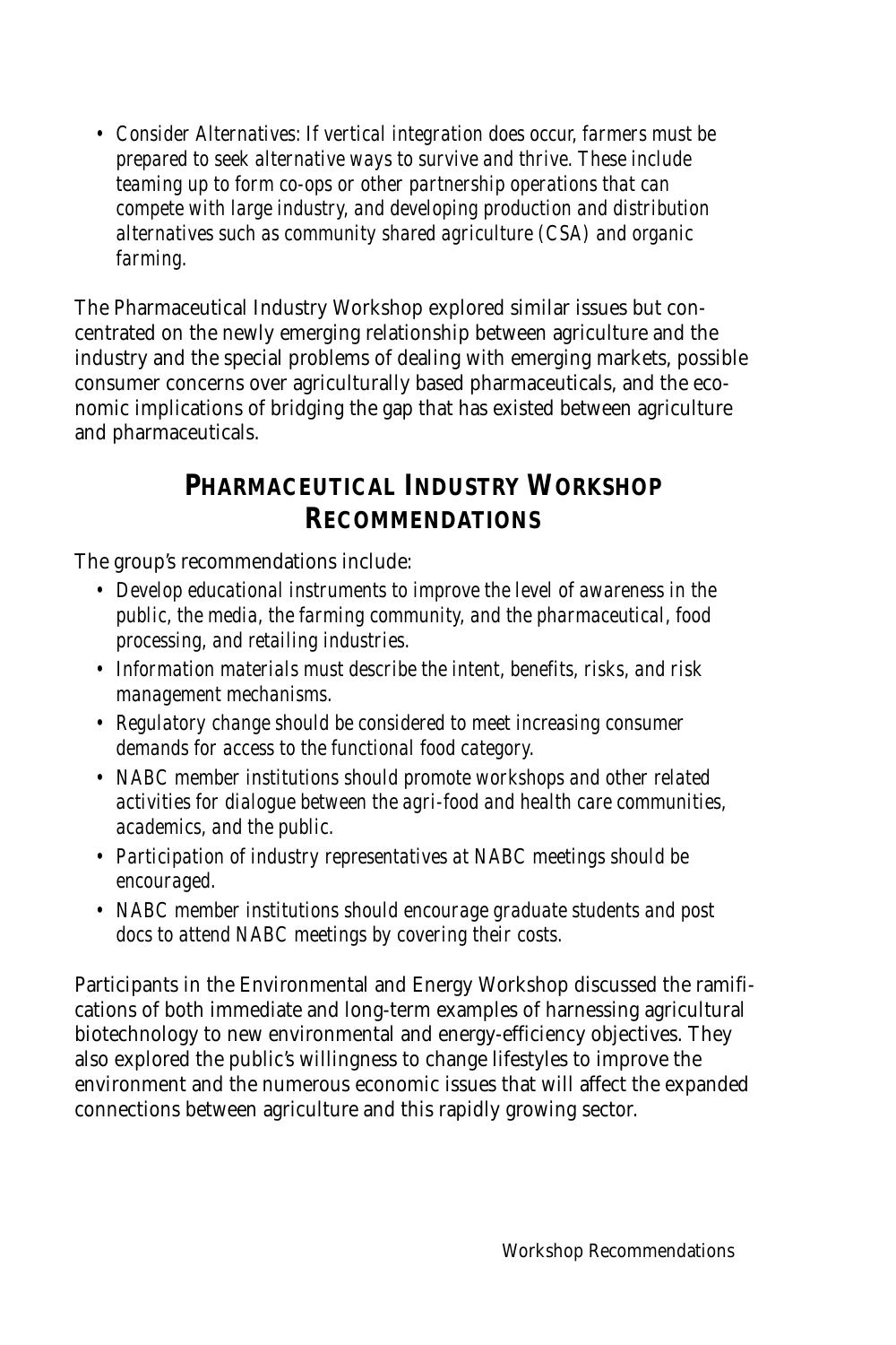- *Consider Alternatives: If vertical integration does occur, farmers must be prepared to seek alternative ways to survive and thrive. These include teaming up to form co-ops or other partnership operations that can compete with large industry, and developing production and distribution alternatives such as community shared agriculture (CSA) and organic farming.*

The Pharmaceutical Industry Workshop explored similar issues but concentrated on the newly emerging relationship between agriculture and the industry and the special problems of dealing with emerging markets, possible consumer concerns over agriculturally based pharmaceuticals, and the economic implications of bridging the gap that has existed between agriculture and pharmaceuticals.

## PHARMACEUTICAL INDUSTRY WORKSHOP RECOMMENDATIONS

The group's recommendations include:

- *Develop educational instruments to improve the level of awareness in the public, the media, the farming community, and the pharmaceutical, food processing, and retailing industries.*
- *Information materials must describe the intent, benefits, risks, and risk management mechanisms.*
- *Regulatory change should be considered to meet increasing consumer demands for access to the functional food category.*
- *NABC member institutions should promote workshops and other related activities for dialogue between the agri-food and health care communities, academics, and the public.*
- *Participation of industry representatives at NABC meetings should be encouraged.*
- *NABC member institutions should encourage graduate students and post docs to attend NABC meetings by covering their costs.*

Participants in the Environmental and Energy Workshop discussed the ramifications of both immediate and long-term examples of harnessing agricultural biotechnology to new environmental and energy-efficiency objectives. They also explored the public's willingness to change lifestyles to improve the environment and the numerous economic issues that will affect the expanded connections between agriculture and this rapidly growing sector.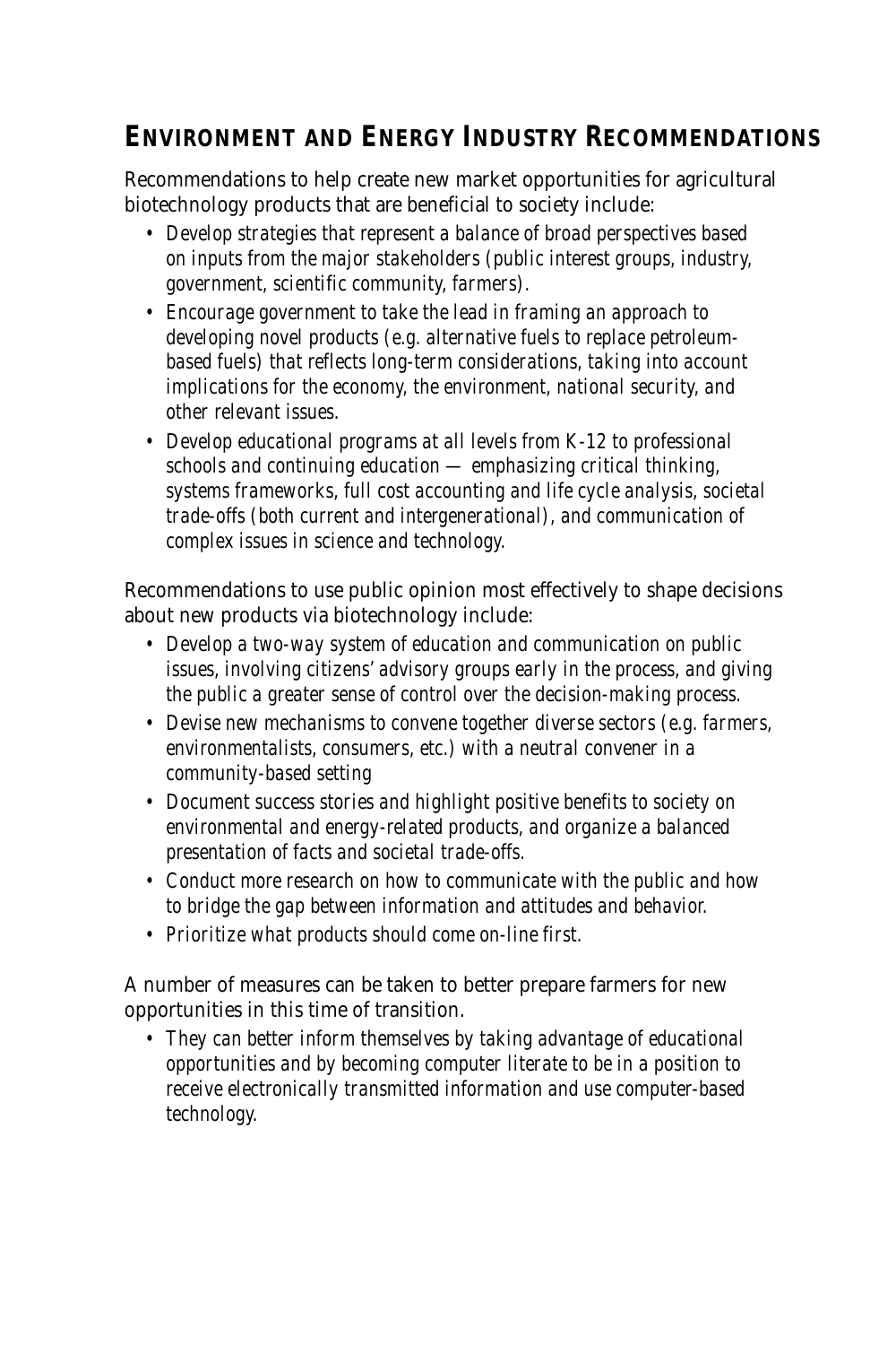## Environment and Energy Industry Recommendations

Recommendations to help create new market opportunities for agricultural biotechnology products that are beneficial to society include:

- *Develop strategies that represent a balance of broad perspectives based on inputs from the major stakeholders (public interest groups, industry, government, scientific community, farmers).*
- *Encourage government to take the lead in framing an approach to developing novel products (e.g. alternative fuels to replace petroleum-based fuels) that reflects long-term considerations, taking into account implications for the economy, the environment, national security, and other relevant issues.*
- *Develop educational programs at all levels from K-12 to professional schools and continuing education — emphasizing critical thinking, systems frameworks, full cost accounting and life cycle analysis, societal trade-offs (both current and intergenerational), and communication of complex issues in science and technology.*

Recommendations to use public opinion most effectively to shape decisions about new products via biotechnology include:

- *Develop a two-way system of education and communication on public issues, involving citizens' advisory groups early in the process, and giving the public a greater sense of control over the decision-making process.*
- *Devise new mechanisms to convene together diverse sectors (e.g. farmers, environmentalists, consumers, etc.) with a neutral convener in a community-based setting*
- *Document success stories and highlight positive benefits to society on environmental and energy-related products, and organize a balanced presentation of facts and societal trade-offs.*
- *Conduct more research on how to communicate with the public and how to bridge the gap between information and attitudes and behavior.*
- *Prioritize what products should come on-line first.*

A number of measures can be taken to better prepare farmers for new opportunities in this time of transition.

- *They can better inform themselves by taking advantage of educational opportunities and by becoming computer literate to be in a position to receive electronically transmitted information and use computer-based technology.*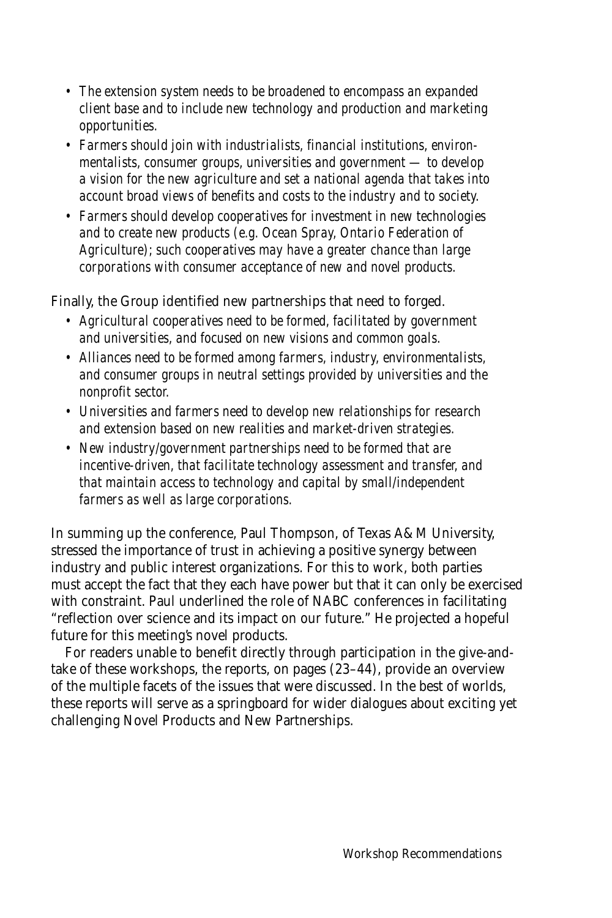- *The extension system needs to be broadened to encompass an expanded client base and to include new technology and production and marketing opportunities.*
- *Farmers should join with industrialists, financial institutions, environmentalists, consumer groups, universities and government — to develop a vision for the new agriculture and set a national agenda that takes into account broad views of benefits and costs to the industry and to society.*
- *Farmers should develop cooperatives for investment in new technologies and to create new products (e.g. Ocean Spray, Ontario Federation of Agriculture); such cooperatives may have a greater chance than large corporations with consumer acceptance of new and novel products.*

Finally, the Group identified new partnerships that need to forged.

- *Agricultural cooperatives need to be formed, facilitated by government and universities, and focused on new visions and common goals.*
- *Alliances need to be formed among farmers, industry, environmentalists, and consumer groups in neutral settings provided by universities and the nonprofit sector.*
- *Universities and farmers need to develop new relationships for research and extension based on new realities and market-driven strategies.*
- *New industry/government partnerships need to be formed that are incentive-driven, that facilitate technology assessment and transfer, and that maintain access to technology and capital by small/independent farmers as well as large corporations.*

In summing up the conference, Paul Thompson, of Texas A&M University, stressed the importance of trust in achieving a positive synergy between industry and public interest organizations. For this to work, both parties must accept the fact that they each have power but that it can only be exercised with constraint. Paul underlined the role of NABC conferences in facilitating "reflection over science and its impact on our future." He projected a hopeful future for this meeting's novel products.

For readers unable to benefit directly through participation in the give-and-take of these workshops, the reports, on pages (23–44), provide an overview of the multiple facets of the issues that were discussed. In the best of worlds, these reports will serve as a springboard for wider dialogues about exciting yet challenging Novel Products and New Partnerships.